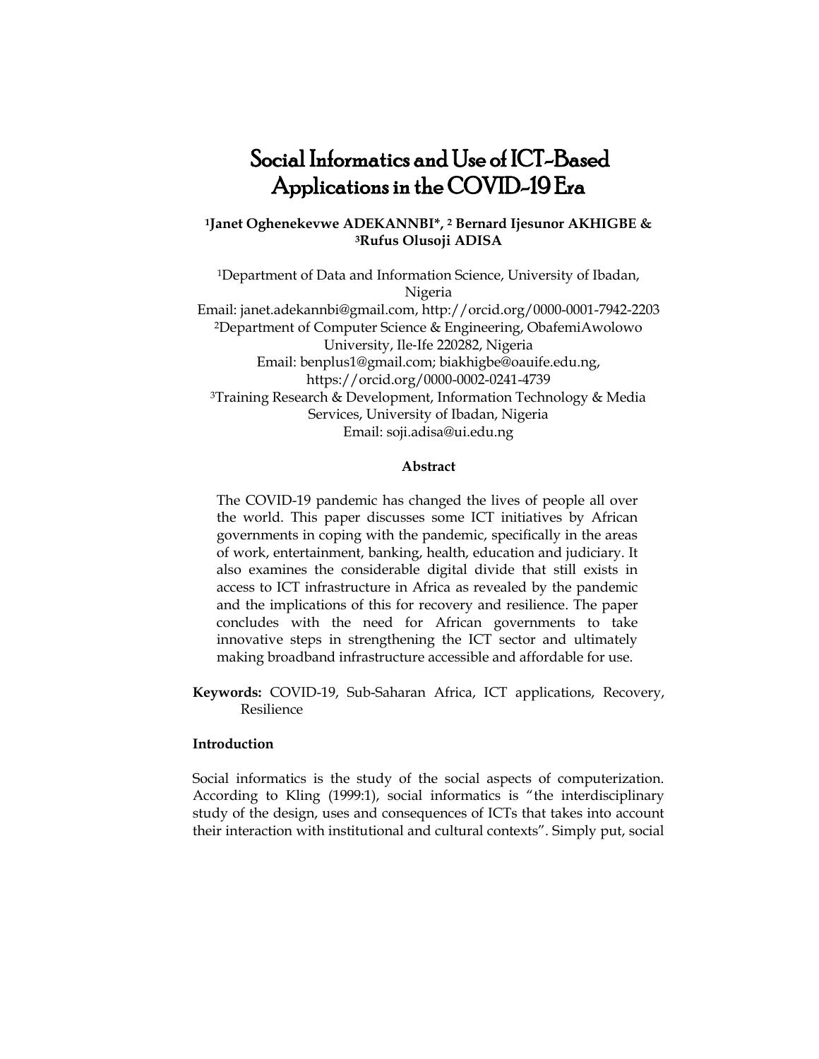# Social Informatics and Use of ICT-Based Applications in the COVID-19 Era

**[1]Janet Oghenekevwe ADEKANNBI\*, [2] Bernard Ijesunor AKHIGBE & [3]Rufus Olusoji ADISA**

[1]Department of Data and Information Science, University of Ibadan, Nigeria
Email: janet.adekannbi@gmail.com, http://orcid.org/0000-0001-7942-2203
[2]Department of Computer Science & Engineering, ObafemiAwolowo University, Ile-Ife 220282, Nigeria
Email: benplus1@gmail.com; biakhigbe@oauife.edu.ng, https://orcid.org/0000-0002-0241-4739
[3]Training Research & Development, Information Technology & Media Services, University of Ibadan, Nigeria
Email: soji.adisa@ui.edu.ng

**Abstract**

The COVID-19 pandemic has changed the lives of people all over the world. This paper discusses some ICT initiatives by African governments in coping with the pandemic, specifically in the areas of work, entertainment, banking, health, education and judiciary. It also examines the considerable digital divide that still exists in access to ICT infrastructure in Africa as revealed by the pandemic and the implications of this for recovery and resilience. The paper concludes with the need for African governments to take innovative steps in strengthening the ICT sector and ultimately making broadband infrastructure accessible and affordable for use.

**Keywords:** COVID-19, Sub-Saharan Africa, ICT applications, Recovery, Resilience

## Introduction

Social informatics is the study of the social aspects of computerization. According to Kling (1999:1), social informatics is "the interdisciplinary study of the design, uses and consequences of ICTs that takes into account their interaction with institutional and cultural contexts". Simply put, social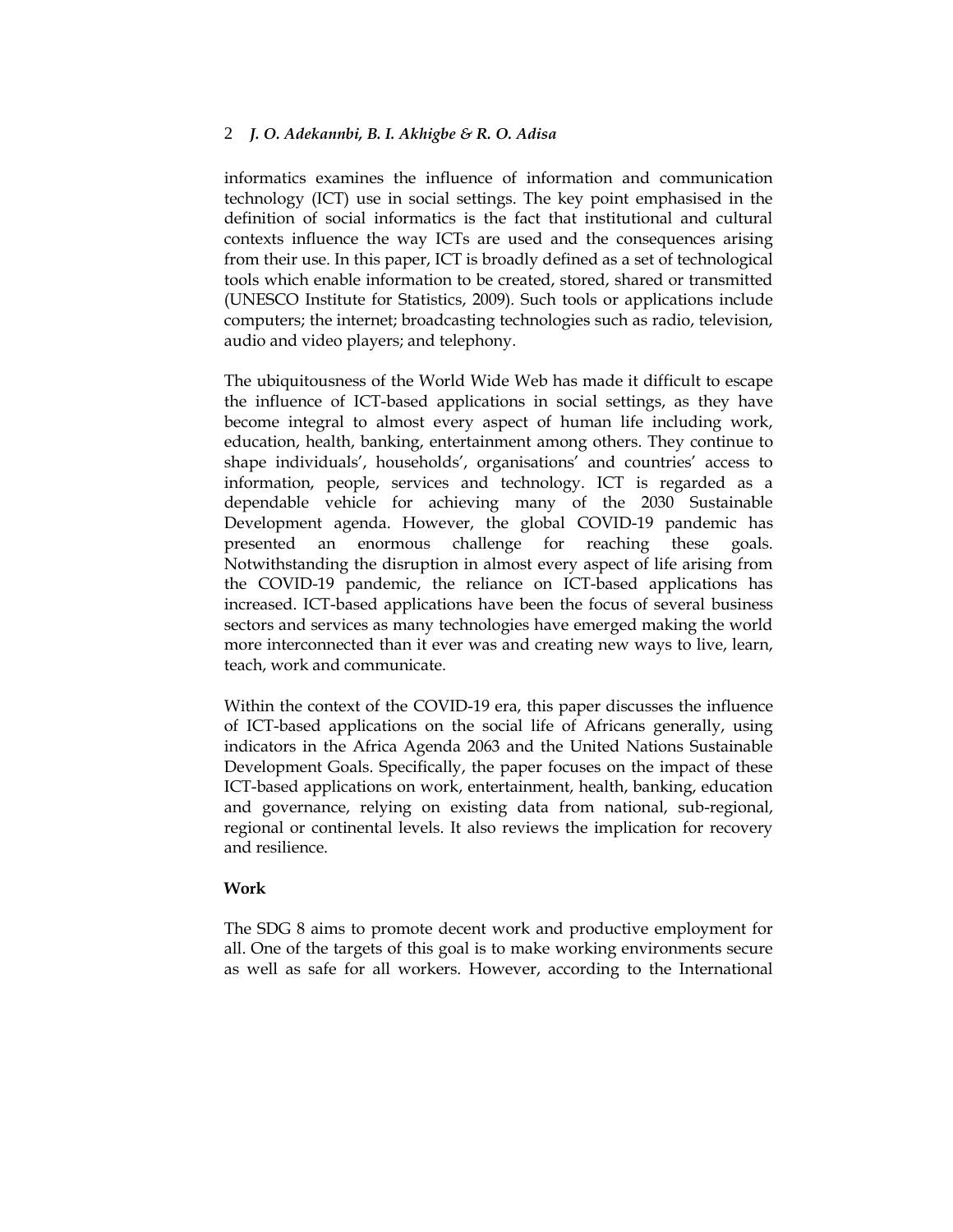informatics examines the influence of information and communication technology (ICT) use in social settings. The key point emphasised in the definition of social informatics is the fact that institutional and cultural contexts influence the way ICTs are used and the consequences arising from their use. In this paper, ICT is broadly defined as a set of technological tools which enable information to be created, stored, shared or transmitted (UNESCO Institute for Statistics, 2009). Such tools or applications include computers; the internet; broadcasting technologies such as radio, television, audio and video players; and telephony.

The ubiquitousness of the World Wide Web has made it difficult to escape the influence of ICT-based applications in social settings, as they have become integral to almost every aspect of human life including work, education, health, banking, entertainment among others. They continue to shape individuals', households', organisations' and countries' access to information, people, services and technology. ICT is regarded as a dependable vehicle for achieving many of the 2030 Sustainable Development agenda. However, the global COVID-19 pandemic has presented an enormous challenge for reaching these goals. Notwithstanding the disruption in almost every aspect of life arising from the COVID-19 pandemic, the reliance on ICT-based applications has increased. ICT-based applications have been the focus of several business sectors and services as many technologies have emerged making the world more interconnected than it ever was and creating new ways to live, learn, teach, work and communicate.

Within the context of the COVID-19 era, this paper discusses the influence of ICT-based applications on the social life of Africans generally, using indicators in the Africa Agenda 2063 and the United Nations Sustainable Development Goals. Specifically, the paper focuses on the impact of these ICT-based applications on work, entertainment, health, banking, education and governance, relying on existing data from national, sub-regional, regional or continental levels. It also reviews the implication for recovery and resilience.

## Work

The SDG 8 aims to promote decent work and productive employment for all. One of the targets of this goal is to make working environments secure as well as safe for all workers. However, according to the International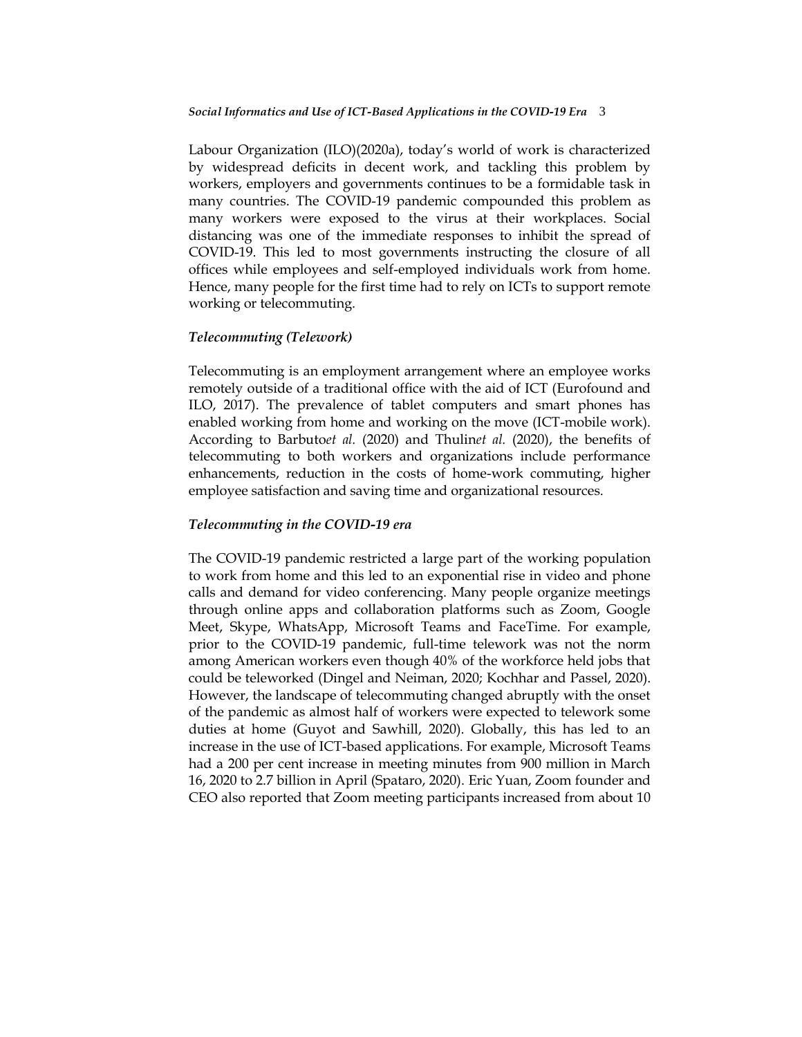Labour Organization (ILO)(2020a), today's world of work is characterized by widespread deficits in decent work, and tackling this problem by workers, employers and governments continues to be a formidable task in many countries. The COVID-19 pandemic compounded this problem as many workers were exposed to the virus at their workplaces. Social distancing was one of the immediate responses to inhibit the spread of COVID-19. This led to most governments instructing the closure of all offices while employees and self-employed individuals work from home. Hence, many people for the first time had to rely on ICTs to support remote working or telecommuting.

### *Telecommuting (Telework)*

Telecommuting is an employment arrangement where an employee works remotely outside of a traditional office with the aid of ICT (Eurofound and ILO, 2017). The prevalence of tablet computers and smart phones has enabled working from home and working on the move (ICT-mobile work). According to Barbuto*et al.* (2020) and Thulin*et al.* (2020), the benefits of telecommuting to both workers and organizations include performance enhancements, reduction in the costs of home-work commuting, higher employee satisfaction and saving time and organizational resources.

### *Telecommuting in the COVID-19 era*

The COVID-19 pandemic restricted a large part of the working population to work from home and this led to an exponential rise in video and phone calls and demand for video conferencing. Many people organize meetings through online apps and collaboration platforms such as Zoom, Google Meet, Skype, WhatsApp, Microsoft Teams and FaceTime. For example, prior to the COVID-19 pandemic, full-time telework was not the norm among American workers even though 40% of the workforce held jobs that could be teleworked (Dingel and Neiman, 2020; Kochhar and Passel, 2020). However, the landscape of telecommuting changed abruptly with the onset of the pandemic as almost half of workers were expected to telework some duties at home (Guyot and Sawhill, 2020). Globally, this has led to an increase in the use of ICT-based applications. For example, Microsoft Teams had a 200 per cent increase in meeting minutes from 900 million in March 16, 2020 to 2.7 billion in April (Spataro, 2020). Eric Yuan, Zoom founder and CEO also reported that Zoom meeting participants increased from about 10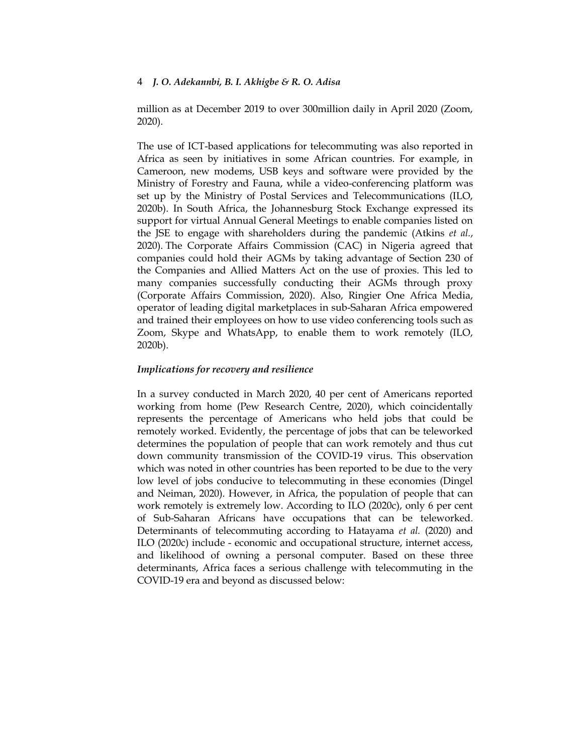million as at December 2019 to over 300million daily in April 2020 (Zoom, 2020).

The use of ICT-based applications for telecommuting was also reported in Africa as seen by initiatives in some African countries. For example, in Cameroon, new modems, USB keys and software were provided by the Ministry of Forestry and Fauna, while a video-conferencing platform was set up by the Ministry of Postal Services and Telecommunications (ILO, 2020b). In South Africa, the Johannesburg Stock Exchange expressed its support for virtual Annual General Meetings to enable companies listed on the JSE to engage with shareholders during the pandemic (Atkins *et al.*, 2020). The Corporate Affairs Commission (CAC) in Nigeria agreed that companies could hold their AGMs by taking advantage of Section 230 of the Companies and Allied Matters Act on the use of proxies. This led to many companies successfully conducting their AGMs through proxy (Corporate Affairs Commission, 2020). Also, Ringier One Africa Media, operator of leading digital marketplaces in sub-Saharan Africa empowered and trained their employees on how to use video conferencing tools such as Zoom, Skype and WhatsApp, to enable them to work remotely (ILO, 2020b).

### *Implications for recovery and resilience*

In a survey conducted in March 2020, 40 per cent of Americans reported working from home (Pew Research Centre, 2020), which coincidentally represents the percentage of Americans who held jobs that could be remotely worked. Evidently, the percentage of jobs that can be teleworked determines the population of people that can work remotely and thus cut down community transmission of the COVID-19 virus. This observation which was noted in other countries has been reported to be due to the very low level of jobs conducive to telecommuting in these economies (Dingel and Neiman, 2020). However, in Africa, the population of people that can work remotely is extremely low. According to ILO (2020c), only 6 per cent of Sub-Saharan Africans have occupations that can be teleworked. Determinants of telecommuting according to Hatayama *et al.* (2020) and ILO (2020c) include - economic and occupational structure, internet access, and likelihood of owning a personal computer. Based on these three determinants, Africa faces a serious challenge with telecommuting in the COVID-19 era and beyond as discussed below: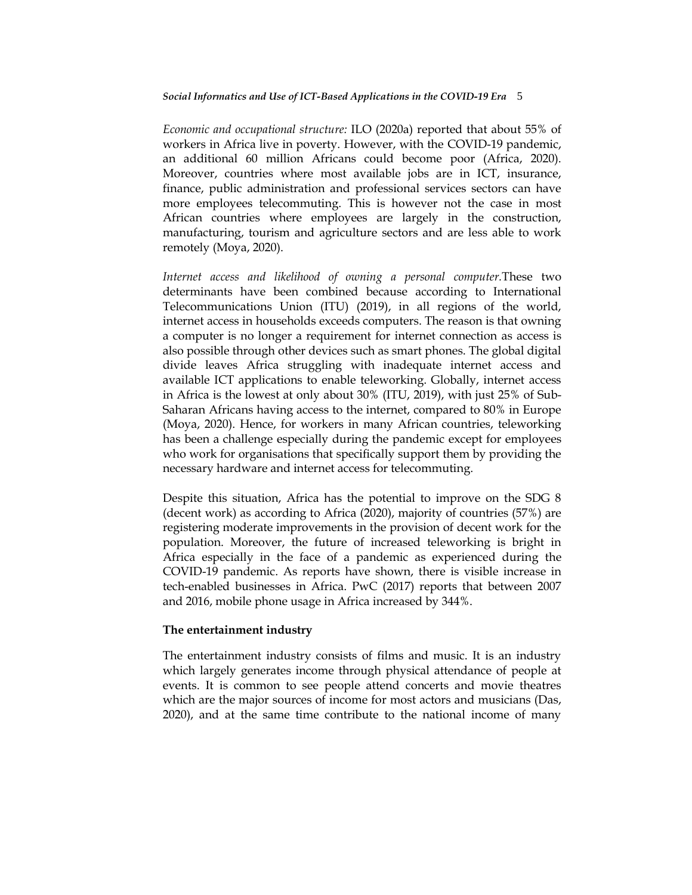*Economic and occupational structure:* ILO (2020a) reported that about 55% of workers in Africa live in poverty. However, with the COVID-19 pandemic, an additional 60 million Africans could become poor (Africa, 2020). Moreover, countries where most available jobs are in ICT, insurance, finance, public administration and professional services sectors can have more employees telecommuting. This is however not the case in most African countries where employees are largely in the construction, manufacturing, tourism and agriculture sectors and are less able to work remotely (Moya, 2020).

*Internet access and likelihood of owning a personal computer.*These two determinants have been combined because according to International Telecommunications Union (ITU) (2019), in all regions of the world, internet access in households exceeds computers. The reason is that owning a computer is no longer a requirement for internet connection as access is also possible through other devices such as smart phones. The global digital divide leaves Africa struggling with inadequate internet access and available ICT applications to enable teleworking. Globally, internet access in Africa is the lowest at only about 30% (ITU, 2019), with just 25% of Sub-Saharan Africans having access to the internet, compared to 80% in Europe (Moya, 2020). Hence, for workers in many African countries, teleworking has been a challenge especially during the pandemic except for employees who work for organisations that specifically support them by providing the necessary hardware and internet access for telecommuting.

Despite this situation, Africa has the potential to improve on the SDG 8 (decent work) as according to Africa (2020), majority of countries (57%) are registering moderate improvements in the provision of decent work for the population. Moreover, the future of increased teleworking is bright in Africa especially in the face of a pandemic as experienced during the COVID-19 pandemic. As reports have shown, there is visible increase in tech-enabled businesses in Africa. PwC (2017) reports that between 2007 and 2016, mobile phone usage in Africa increased by 344%.

**The entertainment industry**

The entertainment industry consists of films and music. It is an industry which largely generates income through physical attendance of people at events. It is common to see people attend concerts and movie theatres which are the major sources of income for most actors and musicians (Das, 2020), and at the same time contribute to the national income of many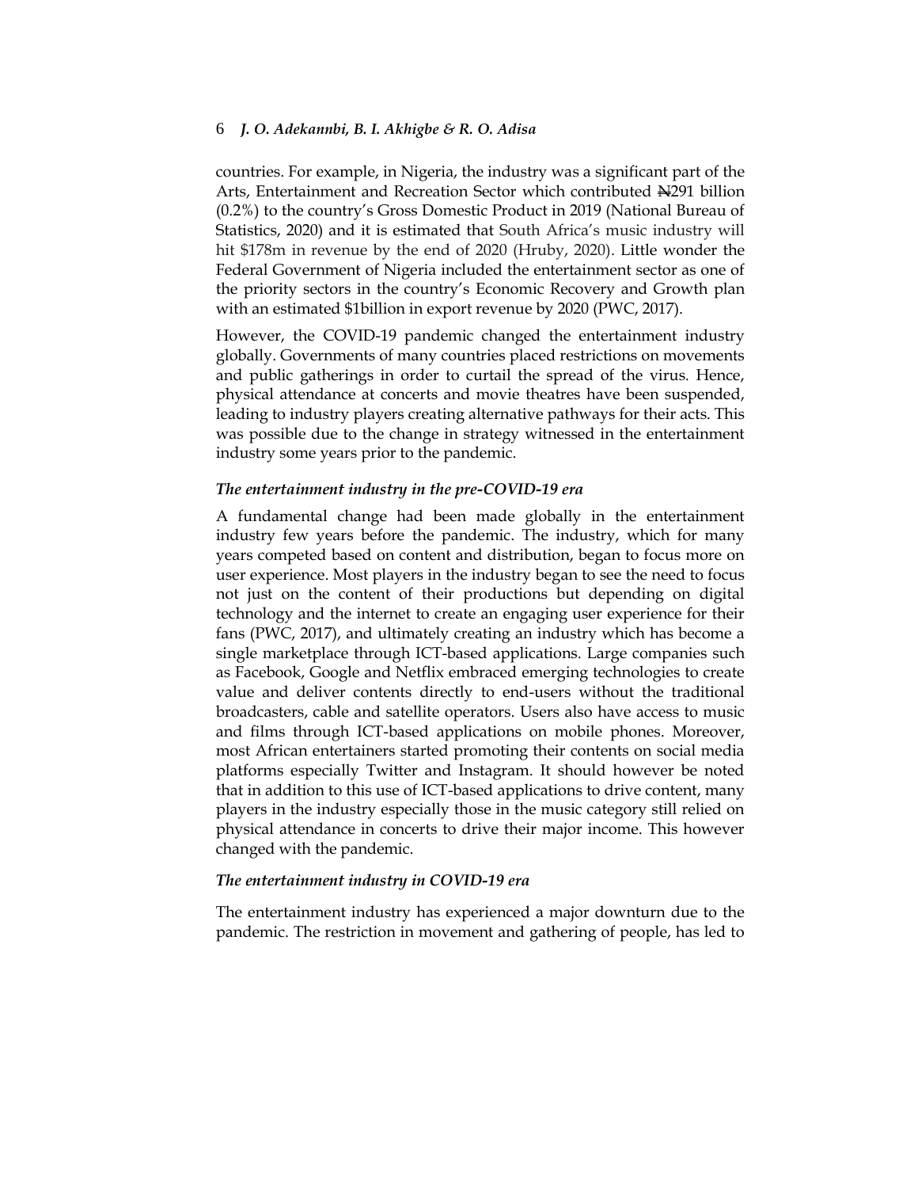countries. For example, in Nigeria, the industry was a significant part of the Arts, Entertainment and Recreation Sector which contributed ₦291 billion (0.2%) to the country's Gross Domestic Product in 2019 (National Bureau of Statistics, 2020) and it is estimated that South Africa's music industry will hit $178m in revenue by the end of 2020 (Hruby, 2020). Little wonder the Federal Government of Nigeria included the entertainment sector as one of the priority sectors in the country's Economic Recovery and Growth plan with an estimated $1billion in export revenue by 2020 (PWC, 2017).

However, the COVID-19 pandemic changed the entertainment industry globally. Governments of many countries placed restrictions on movements and public gatherings in order to curtail the spread of the virus. Hence, physical attendance at concerts and movie theatres have been suspended, leading to industry players creating alternative pathways for their acts. This was possible due to the change in strategy witnessed in the entertainment industry some years prior to the pandemic.

### *The entertainment industry in the pre-COVID-19 era*

A fundamental change had been made globally in the entertainment industry few years before the pandemic. The industry, which for many years competed based on content and distribution, began to focus more on user experience. Most players in the industry began to see the need to focus not just on the content of their productions but depending on digital technology and the internet to create an engaging user experience for their fans (PWC, 2017), and ultimately creating an industry which has become a single marketplace through ICT-based applications. Large companies such as Facebook, Google and Netflix embraced emerging technologies to create value and deliver contents directly to end-users without the traditional broadcasters, cable and satellite operators. Users also have access to music and films through ICT-based applications on mobile phones. Moreover, most African entertainers started promoting their contents on social media platforms especially Twitter and Instagram. It should however be noted that in addition to this use of ICT-based applications to drive content, many players in the industry especially those in the music category still relied on physical attendance in concerts to drive their major income. This however changed with the pandemic.

### *The entertainment industry in COVID-19 era*

The entertainment industry has experienced a major downturn due to the pandemic. The restriction in movement and gathering of people, has led to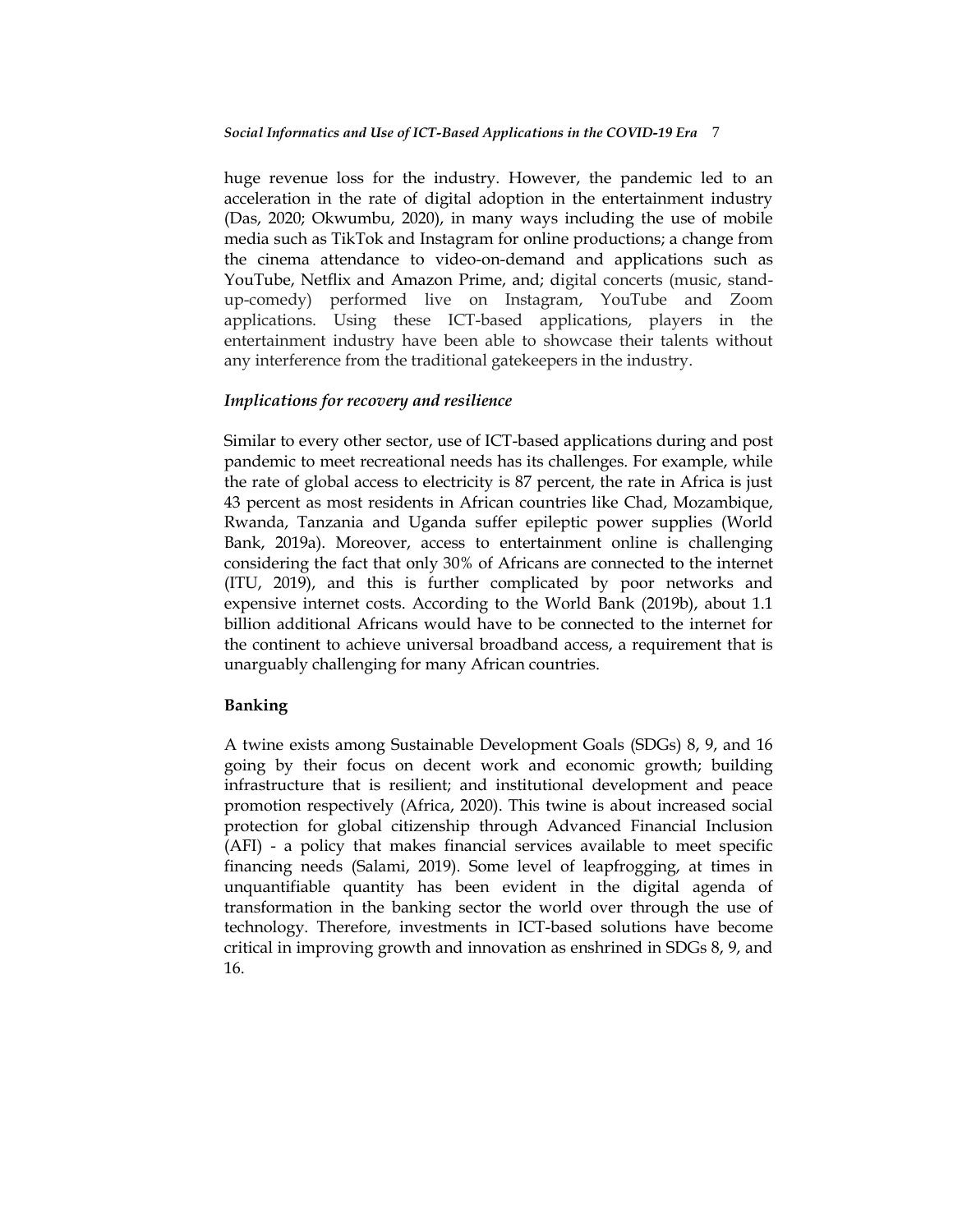huge revenue loss for the industry. However, the pandemic led to an acceleration in the rate of digital adoption in the entertainment industry (Das, 2020; Okwumbu, 2020), in many ways including the use of mobile media such as TikTok and Instagram for online productions; a change from the cinema attendance to video-on-demand and applications such as YouTube, Netflix and Amazon Prime, and; digital concerts (music, stand-up-comedy) performed live on Instagram, YouTube and Zoom applications. Using these ICT-based applications, players in the entertainment industry have been able to showcase their talents without any interference from the traditional gatekeepers in the industry.

### *Implications for recovery and resilience*

Similar to every other sector, use of ICT-based applications during and post pandemic to meet recreational needs has its challenges. For example, while the rate of global access to electricity is 87 percent, the rate in Africa is just 43 percent as most residents in African countries like Chad, Mozambique, Rwanda, Tanzania and Uganda suffer epileptic power supplies (World Bank, 2019a). Moreover, access to entertainment online is challenging considering the fact that only 30% of Africans are connected to the internet (ITU, 2019), and this is further complicated by poor networks and expensive internet costs. According to the World Bank (2019b), about 1.1 billion additional Africans would have to be connected to the internet for the continent to achieve universal broadband access, a requirement that is unarguably challenging for many African countries.

## **Banking**

A twine exists among Sustainable Development Goals (SDGs) 8, 9, and 16 going by their focus on decent work and economic growth; building infrastructure that is resilient; and institutional development and peace promotion respectively (Africa, 2020). This twine is about increased social protection for global citizenship through Advanced Financial Inclusion (AFI) - a policy that makes financial services available to meet specific financing needs (Salami, 2019). Some level of leapfrogging, at times in unquantifiable quantity has been evident in the digital agenda of transformation in the banking sector the world over through the use of technology. Therefore, investments in ICT-based solutions have become critical in improving growth and innovation as enshrined in SDGs 8, 9, and 16.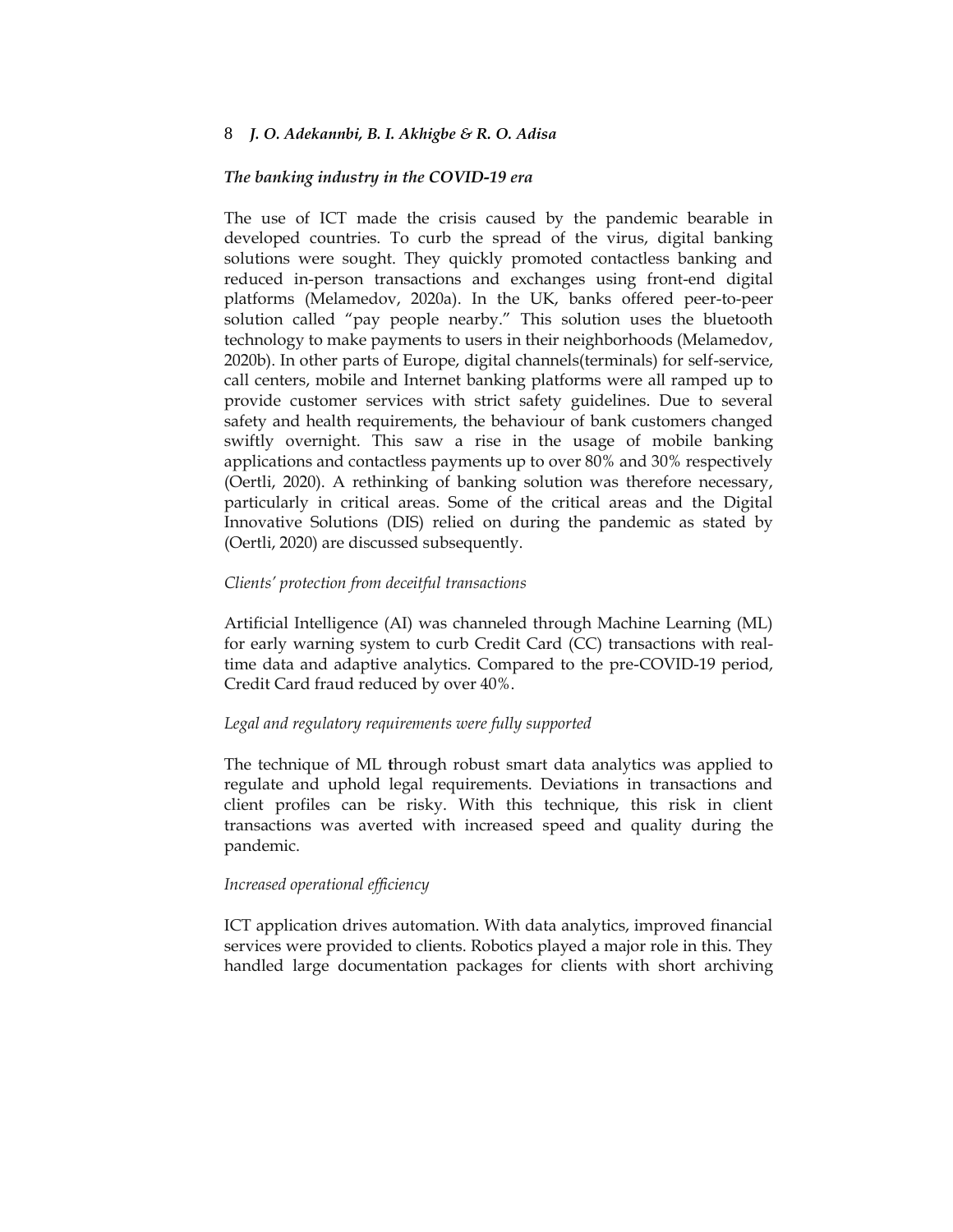### *The banking industry in the COVID-19 era*

The use of ICT made the crisis caused by the pandemic bearable in developed countries. To curb the spread of the virus, digital banking solutions were sought. They quickly promoted contactless banking and reduced in-person transactions and exchanges using front-end digital platforms (Melamedov, 2020a). In the UK, banks offered peer-to-peer solution called "pay people nearby." This solution uses the bluetooth technology to make payments to users in their neighborhoods (Melamedov, 2020b). In other parts of Europe, digital channels(terminals) for self-service, call centers, mobile and Internet banking platforms were all ramped up to provide customer services with strict safety guidelines. Due to several safety and health requirements, the behaviour of bank customers changed swiftly overnight. This saw a rise in the usage of mobile banking applications and contactless payments up to over 80% and 30% respectively (Oertli, 2020). A rethinking of banking solution was therefore necessary, particularly in critical areas. Some of the critical areas and the Digital Innovative Solutions (DIS) relied on during the pandemic as stated by (Oertli, 2020) are discussed subsequently.

#### *Clients' protection from deceitful transactions*

Artificial Intelligence (AI) was channeled through Machine Learning (ML) for early warning system to curb Credit Card (CC) transactions with real-time data and adaptive analytics. Compared to the pre-COVID-19 period, Credit Card fraud reduced by over 40%.

#### *Legal and regulatory requirements were fully supported*

The technique of ML through robust smart data analytics was applied to regulate and uphold legal requirements. Deviations in transactions and client profiles can be risky. With this technique, this risk in client transactions was averted with increased speed and quality during the pandemic.

#### *Increased operational efficiency*

ICT application drives automation. With data analytics, improved financial services were provided to clients. Robotics played a major role in this. They handled large documentation packages for clients with short archiving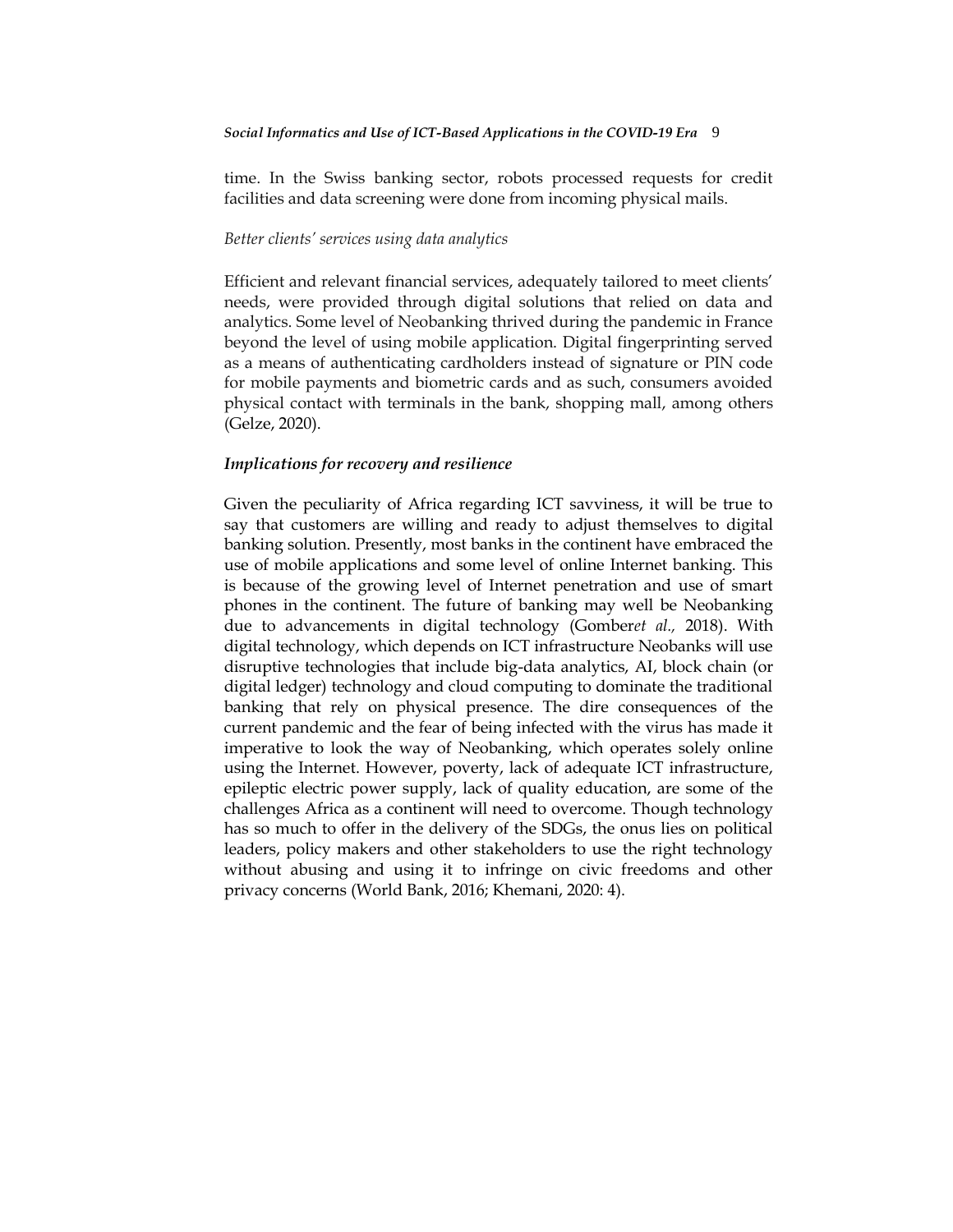time. In the Swiss banking sector, robots processed requests for credit facilities and data screening were done from incoming physical mails.

*Better clients' services using data analytics*

Efficient and relevant financial services, adequately tailored to meet clients' needs, were provided through digital solutions that relied on data and analytics. Some level of Neobanking thrived during the pandemic in France beyond the level of using mobile application. Digital fingerprinting served as a means of authenticating cardholders instead of signature or PIN code for mobile payments and biometric cards and as such, consumers avoided physical contact with terminals in the bank, shopping mall, among others (Gelze, 2020).

### *Implications for recovery and resilience*

Given the peculiarity of Africa regarding ICT savviness, it will be true to say that customers are willing and ready to adjust themselves to digital banking solution. Presently, most banks in the continent have embraced the use of mobile applications and some level of online Internet banking. This is because of the growing level of Internet penetration and use of smart phones in the continent. The future of banking may well be Neobanking due to advancements in digital technology (Gomber*et al.,* 2018). With digital technology, which depends on ICT infrastructure Neobanks will use disruptive technologies that include big-data analytics, AI, block chain (or digital ledger) technology and cloud computing to dominate the traditional banking that rely on physical presence. The dire consequences of the current pandemic and the fear of being infected with the virus has made it imperative to look the way of Neobanking, which operates solely online using the Internet. However, poverty, lack of adequate ICT infrastructure, epileptic electric power supply, lack of quality education, are some of the challenges Africa as a continent will need to overcome. Though technology has so much to offer in the delivery of the SDGs, the onus lies on political leaders, policy makers and other stakeholders to use the right technology without abusing and using it to infringe on civic freedoms and other privacy concerns (World Bank, 2016; Khemani, 2020: 4).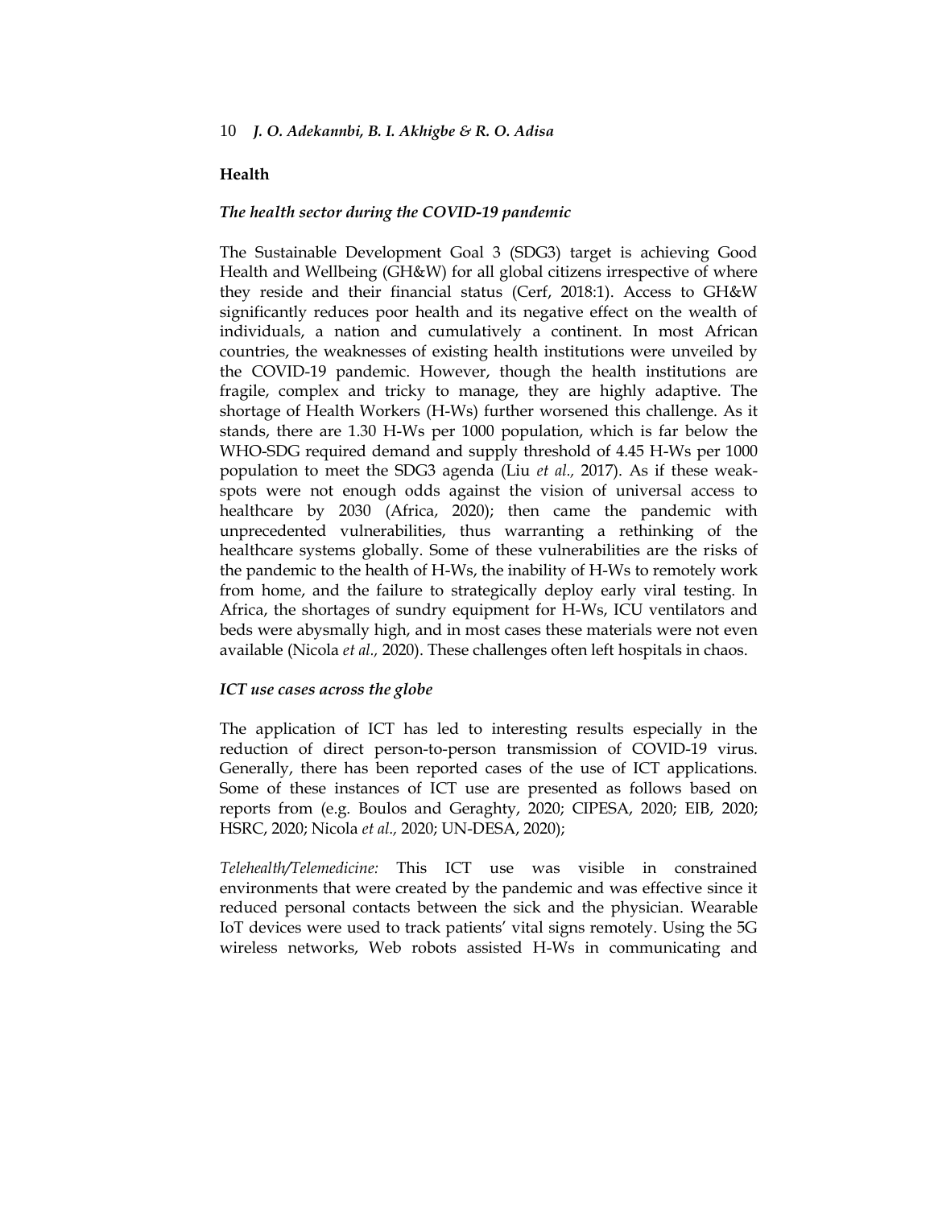## Health

### *The health sector during the COVID-19 pandemic*

The Sustainable Development Goal 3 (SDG3) target is achieving Good Health and Wellbeing (GH&W) for all global citizens irrespective of where they reside and their financial status (Cerf, 2018:1). Access to GH&W significantly reduces poor health and its negative effect on the wealth of individuals, a nation and cumulatively a continent. In most African countries, the weaknesses of existing health institutions were unveiled by the COVID-19 pandemic. However, though the health institutions are fragile, complex and tricky to manage, they are highly adaptive. The shortage of Health Workers (H-Ws) further worsened this challenge. As it stands, there are 1.30 H-Ws per 1000 population, which is far below the WHO-SDG required demand and supply threshold of 4.45 H-Ws per 1000 population to meet the SDG3 agenda (Liu *et al.,* 2017). As if these weak-spots were not enough odds against the vision of universal access to healthcare by 2030 (Africa, 2020); then came the pandemic with unprecedented vulnerabilities, thus warranting a rethinking of the healthcare systems globally. Some of these vulnerabilities are the risks of the pandemic to the health of H-Ws, the inability of H-Ws to remotely work from home, and the failure to strategically deploy early viral testing. In Africa, the shortages of sundry equipment for H-Ws, ICU ventilators and beds were abysmally high, and in most cases these materials were not even available (Nicola *et al.,* 2020). These challenges often left hospitals in chaos.

### *ICT use cases across the globe*

The application of ICT has led to interesting results especially in the reduction of direct person-to-person transmission of COVID-19 virus. Generally, there has been reported cases of the use of ICT applications. Some of these instances of ICT use are presented as follows based on reports from (e.g. Boulos and Geraghty, 2020; CIPESA, 2020; EIB, 2020; HSRC, 2020; Nicola *et al.,* 2020; UN-DESA, 2020);

*Telehealth/Telemedicine:* This ICT use was visible in constrained environments that were created by the pandemic and was effective since it reduced personal contacts between the sick and the physician. Wearable IoT devices were used to track patients' vital signs remotely. Using the 5G wireless networks, Web robots assisted H-Ws in communicating and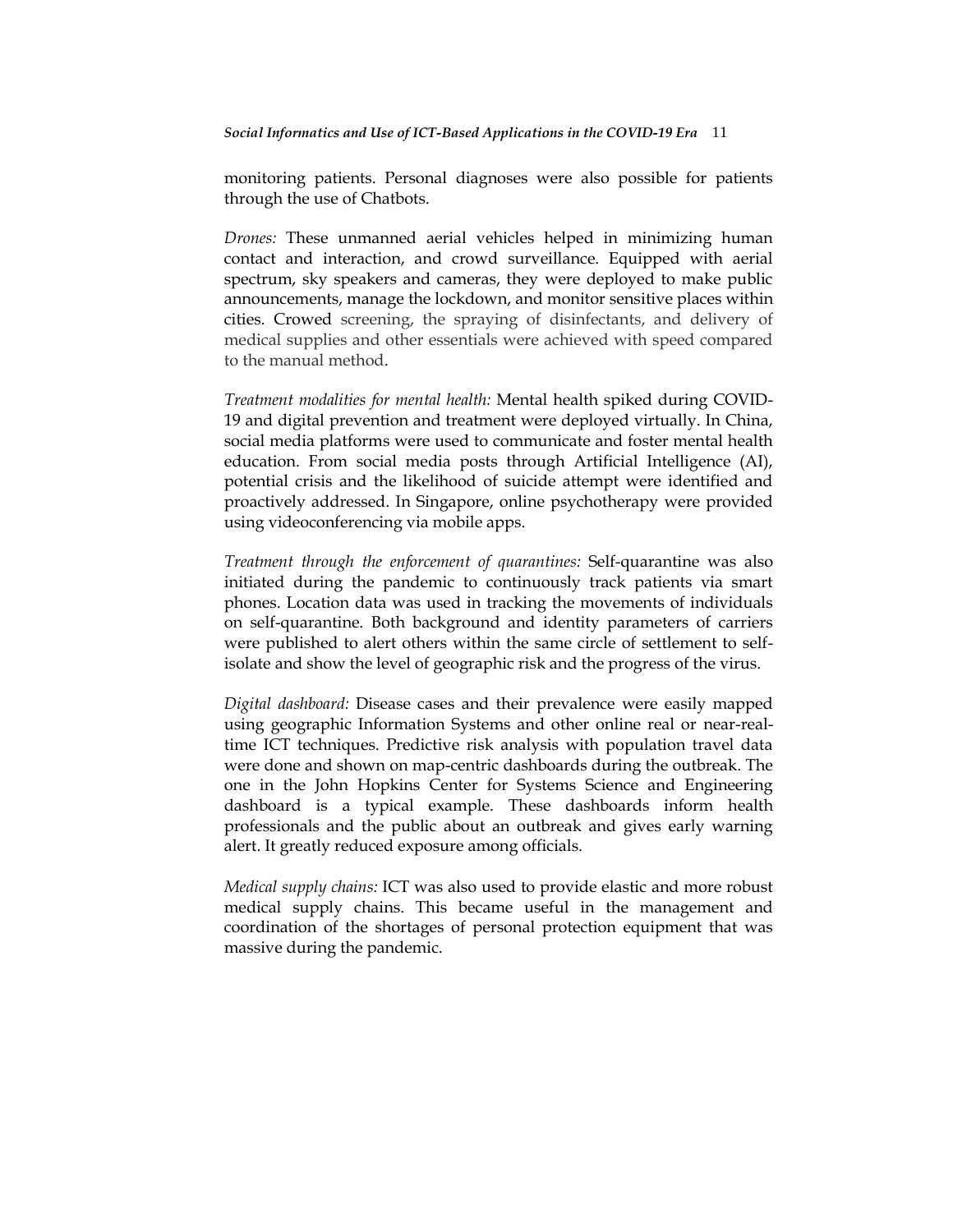monitoring patients. Personal diagnoses were also possible for patients through the use of Chatbots.

*Drones:* These unmanned aerial vehicles helped in minimizing human contact and interaction, and crowd surveillance. Equipped with aerial spectrum, sky speakers and cameras, they were deployed to make public announcements, manage the lockdown, and monitor sensitive places within cities. Crowed screening, the spraying of disinfectants, and delivery of medical supplies and other essentials were achieved with speed compared to the manual method.

*Treatment modalities for mental health:* Mental health spiked during COVID-19 and digital prevention and treatment were deployed virtually. In China, social media platforms were used to communicate and foster mental health education. From social media posts through Artificial Intelligence (AI), potential crisis and the likelihood of suicide attempt were identified and proactively addressed. In Singapore, online psychotherapy were provided using videoconferencing via mobile apps.

*Treatment through the enforcement of quarantines:* Self-quarantine was also initiated during the pandemic to continuously track patients via smart phones. Location data was used in tracking the movements of individuals on self-quarantine. Both background and identity parameters of carriers were published to alert others within the same circle of settlement to self-isolate and show the level of geographic risk and the progress of the virus.

*Digital dashboard:* Disease cases and their prevalence were easily mapped using geographic Information Systems and other online real or near-real-time ICT techniques. Predictive risk analysis with population travel data were done and shown on map-centric dashboards during the outbreak. The one in the John Hopkins Center for Systems Science and Engineering dashboard is a typical example. These dashboards inform health professionals and the public about an outbreak and gives early warning alert. It greatly reduced exposure among officials.

*Medical supply chains:* ICT was also used to provide elastic and more robust medical supply chains. This became useful in the management and coordination of the shortages of personal protection equipment that was massive during the pandemic.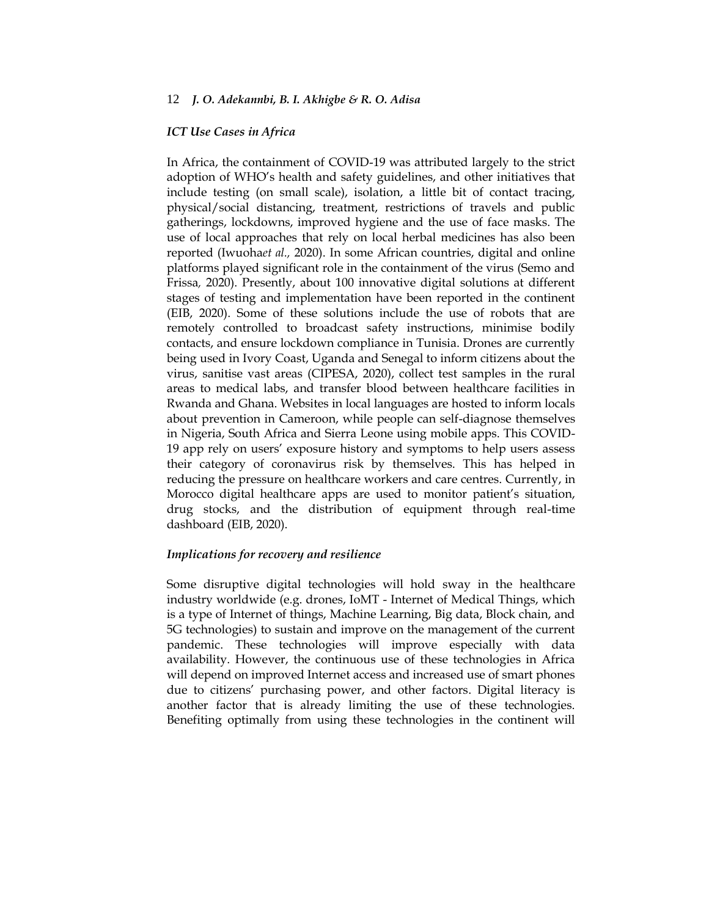### *ICT Use Cases in Africa*

In Africa, the containment of COVID-19 was attributed largely to the strict adoption of WHO's health and safety guidelines, and other initiatives that include testing (on small scale), isolation, a little bit of contact tracing, physical/social distancing, treatment, restrictions of travels and public gatherings, lockdowns, improved hygiene and the use of face masks. The use of local approaches that rely on local herbal medicines has also been reported (Iwuoha*et al.,* 2020). In some African countries, digital and online platforms played significant role in the containment of the virus (Semo and Frissa*,* 2020). Presently, about 100 innovative digital solutions at different stages of testing and implementation have been reported in the continent (EIB, 2020). Some of these solutions include the use of robots that are remotely controlled to broadcast safety instructions, minimise bodily contacts, and ensure lockdown compliance in Tunisia. Drones are currently being used in Ivory Coast, Uganda and Senegal to inform citizens about the virus, sanitise vast areas (CIPESA, 2020), collect test samples in the rural areas to medical labs, and transfer blood between healthcare facilities in Rwanda and Ghana. Websites in local languages are hosted to inform locals about prevention in Cameroon, while people can self-diagnose themselves in Nigeria, South Africa and Sierra Leone using mobile apps. This COVID-19 app rely on users' exposure history and symptoms to help users assess their category of coronavirus risk by themselves. This has helped in reducing the pressure on healthcare workers and care centres. Currently, in Morocco digital healthcare apps are used to monitor patient's situation, drug stocks, and the distribution of equipment through real-time dashboard (EIB, 2020).

### *Implications for recovery and resilience*

Some disruptive digital technologies will hold sway in the healthcare industry worldwide (e.g. drones, IoMT - Internet of Medical Things, which is a type of Internet of things, Machine Learning, Big data, Block chain, and 5G technologies) to sustain and improve on the management of the current pandemic. These technologies will improve especially with data availability. However, the continuous use of these technologies in Africa will depend on improved Internet access and increased use of smart phones due to citizens' purchasing power, and other factors. Digital literacy is another factor that is already limiting the use of these technologies. Benefiting optimally from using these technologies in the continent will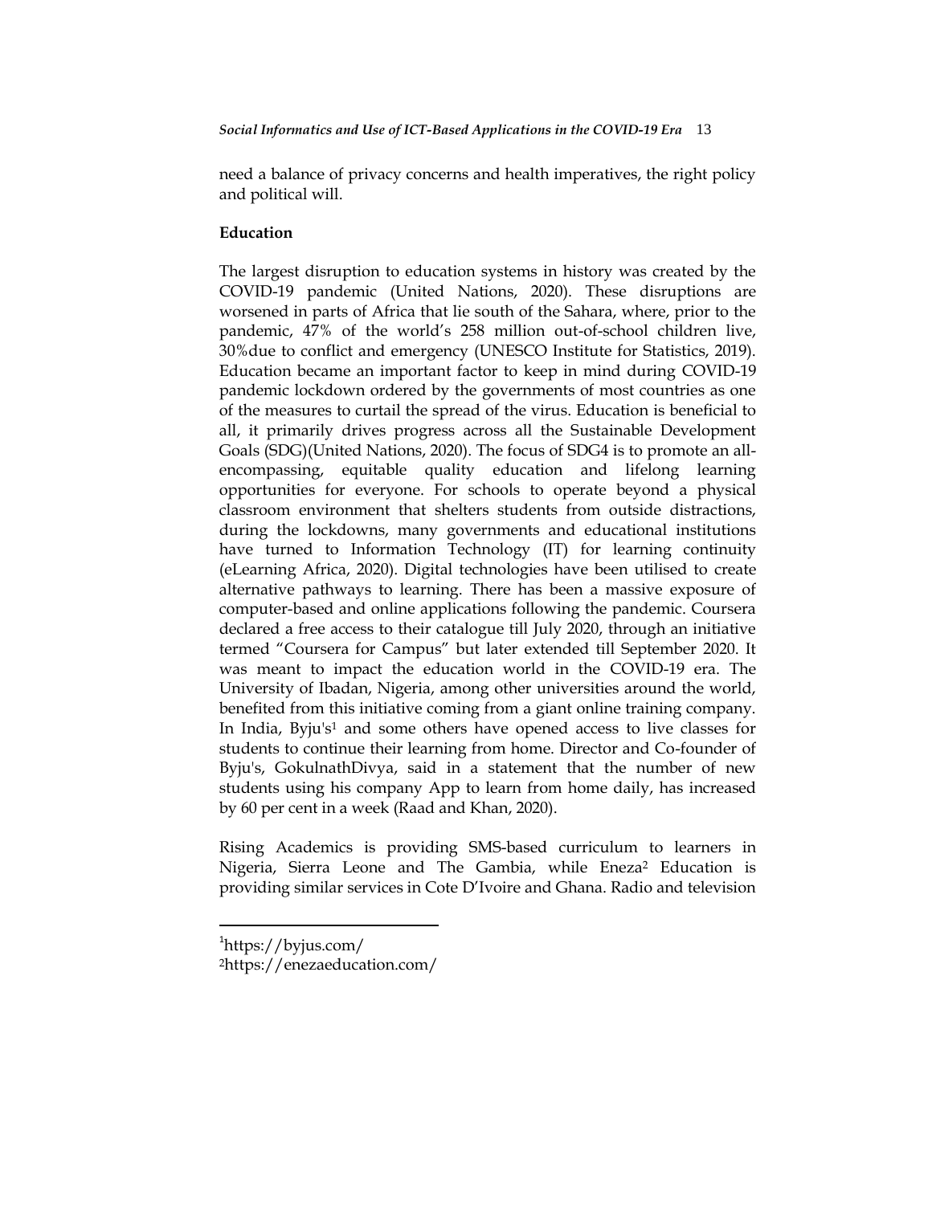need a balance of privacy concerns and health imperatives, the right policy and political will.

**Education**

The largest disruption to education systems in history was created by the COVID-19 pandemic (United Nations, 2020). These disruptions are worsened in parts of Africa that lie south of the Sahara, where, prior to the pandemic, 47% of the world's 258 million out-of-school children live, 30%due to conflict and emergency (UNESCO Institute for Statistics, 2019). Education became an important factor to keep in mind during COVID-19 pandemic lockdown ordered by the governments of most countries as one of the measures to curtail the spread of the virus. Education is beneficial to all, it primarily drives progress across all the Sustainable Development Goals (SDG)(United Nations, 2020). The focus of SDG4 is to promote an all-encompassing, equitable quality education and lifelong learning opportunities for everyone. For schools to operate beyond a physical classroom environment that shelters students from outside distractions, during the lockdowns, many governments and educational institutions have turned to Information Technology (IT) for learning continuity (eLearning Africa, 2020). Digital technologies have been utilised to create alternative pathways to learning. There has been a massive exposure of computer-based and online applications following the pandemic. Coursera declared a free access to their catalogue till July 2020, through an initiative termed "Coursera for Campus" but later extended till September 2020. It was meant to impact the education world in the COVID-19 era. The University of Ibadan, Nigeria, among other universities around the world, benefited from this initiative coming from a giant online training company. In India, Byju's[1] and some others have opened access to live classes for students to continue their learning from home. Director and Co-founder of Byju's, GokulnathDivya, said in a statement that the number of new students using his company App to learn from home daily, has increased by 60 per cent in a week (Raad and Khan, 2020).

Rising Academics is providing SMS-based curriculum to learners in Nigeria, Sierra Leone and The Gambia, while Eneza[2] Education is providing similar services in Cote D'Ivoire and Ghana. Radio and television

---

[1]https://byjus.com/
[2]https://enezaeducation.com/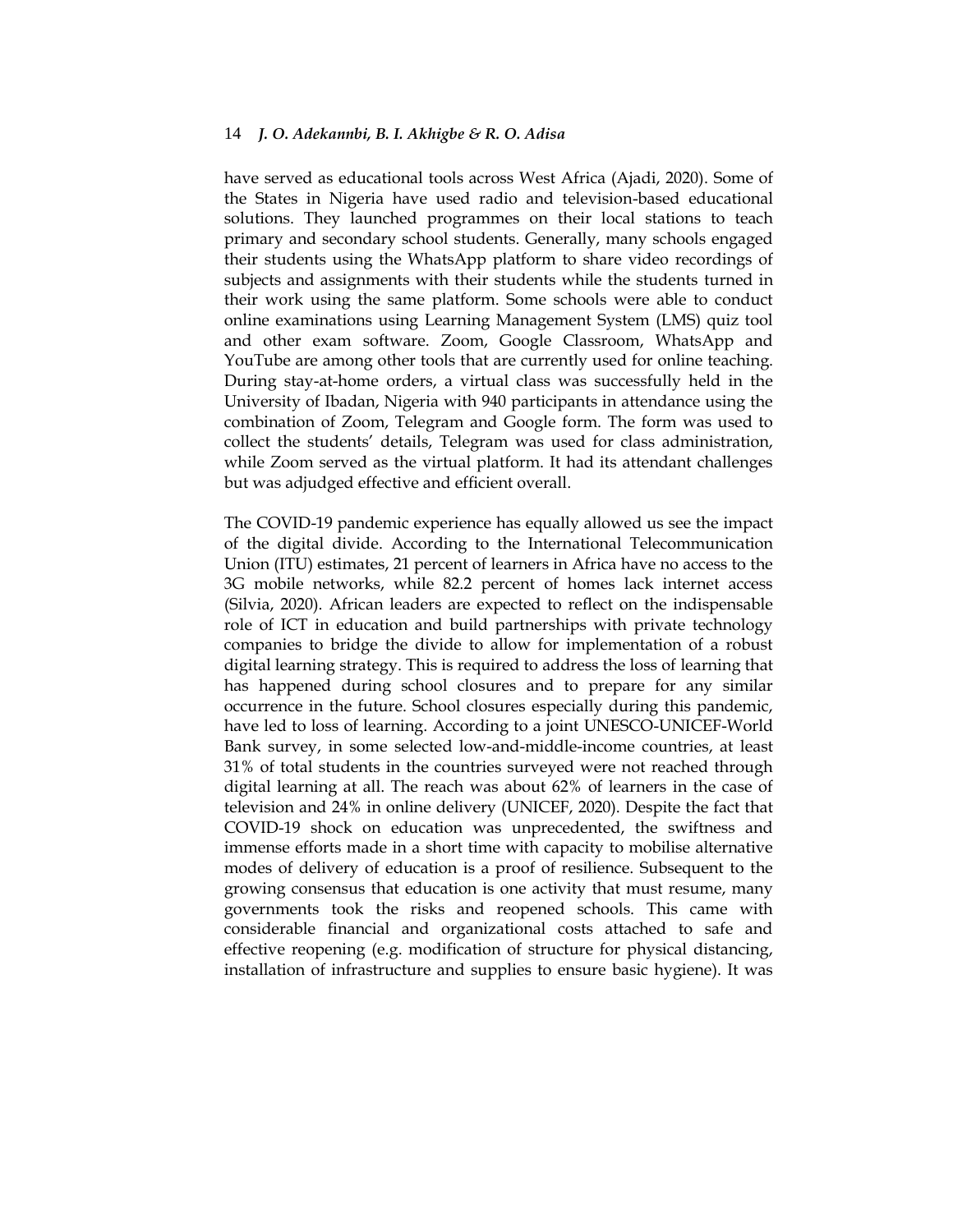have served as educational tools across West Africa (Ajadi, 2020). Some of the States in Nigeria have used radio and television-based educational solutions. They launched programmes on their local stations to teach primary and secondary school students. Generally, many schools engaged their students using the WhatsApp platform to share video recordings of subjects and assignments with their students while the students turned in their work using the same platform. Some schools were able to conduct online examinations using Learning Management System (LMS) quiz tool and other exam software. Zoom, Google Classroom, WhatsApp and YouTube are among other tools that are currently used for online teaching. During stay-at-home orders, a virtual class was successfully held in the University of Ibadan, Nigeria with 940 participants in attendance using the combination of Zoom, Telegram and Google form. The form was used to collect the students' details, Telegram was used for class administration, while Zoom served as the virtual platform. It had its attendant challenges but was adjudged effective and efficient overall.

The COVID-19 pandemic experience has equally allowed us see the impact of the digital divide. According to the International Telecommunication Union (ITU) estimates, 21 percent of learners in Africa have no access to the 3G mobile networks, while 82.2 percent of homes lack internet access (Silvia, 2020). African leaders are expected to reflect on the indispensable role of ICT in education and build partnerships with private technology companies to bridge the divide to allow for implementation of a robust digital learning strategy. This is required to address the loss of learning that has happened during school closures and to prepare for any similar occurrence in the future. School closures especially during this pandemic, have led to loss of learning. According to a joint UNESCO-UNICEF-World Bank survey, in some selected low-and-middle-income countries, at least 31% of total students in the countries surveyed were not reached through digital learning at all. The reach was about 62% of learners in the case of television and 24% in online delivery (UNICEF, 2020). Despite the fact that COVID-19 shock on education was unprecedented, the swiftness and immense efforts made in a short time with capacity to mobilise alternative modes of delivery of education is a proof of resilience. Subsequent to the growing consensus that education is one activity that must resume, many governments took the risks and reopened schools. This came with considerable financial and organizational costs attached to safe and effective reopening (e.g. modification of structure for physical distancing, installation of infrastructure and supplies to ensure basic hygiene). It was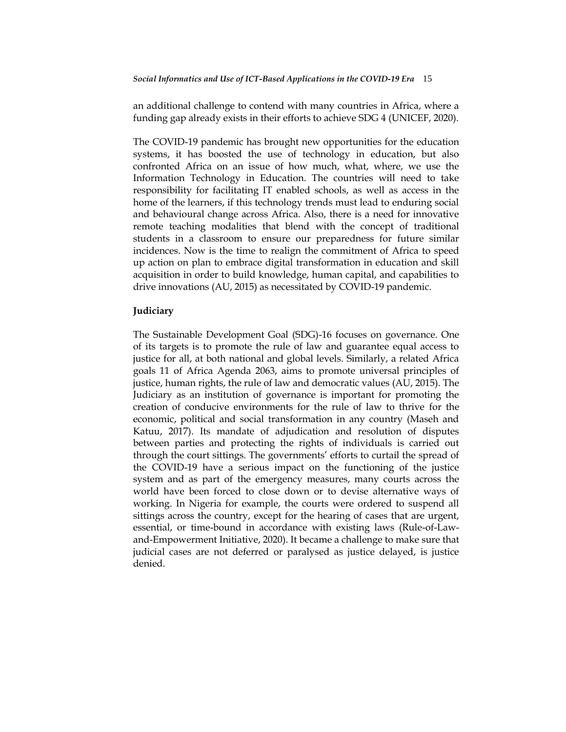an additional challenge to contend with many countries in Africa, where a funding gap already exists in their efforts to achieve SDG 4 (UNICEF, 2020).

The COVID-19 pandemic has brought new opportunities for the education systems, it has boosted the use of technology in education, but also confronted Africa on an issue of how much, what, where, we use the Information Technology in Education. The countries will need to take responsibility for facilitating IT enabled schools, as well as access in the home of the learners, if this technology trends must lead to enduring social and behavioural change across Africa. Also, there is a need for innovative remote teaching modalities that blend with the concept of traditional students in a classroom to ensure our preparedness for future similar incidences. Now is the time to realign the commitment of Africa to speed up action on plan to embrace digital transformation in education and skill acquisition in order to build knowledge, human capital, and capabilities to drive innovations (AU, 2015) as necessitated by COVID-19 pandemic.

## Judiciary

The Sustainable Development Goal (SDG)-16 focuses on governance. One of its targets is to promote the rule of law and guarantee equal access to justice for all, at both national and global levels. Similarly, a related Africa goals 11 of Africa Agenda 2063, aims to promote universal principles of justice, human rights, the rule of law and democratic values (AU, 2015). The Judiciary as an institution of governance is important for promoting the creation of conducive environments for the rule of law to thrive for the economic, political and social transformation in any country (Maseh and Katuu, 2017). Its mandate of adjudication and resolution of disputes between parties and protecting the rights of individuals is carried out through the court sittings. The governments' efforts to curtail the spread of the COVID-19 have a serious impact on the functioning of the justice system and as part of the emergency measures, many courts across the world have been forced to close down or to devise alternative ways of working. In Nigeria for example, the courts were ordered to suspend all sittings across the country, except for the hearing of cases that are urgent, essential, or time-bound in accordance with existing laws (Rule-of-Law-and-Empowerment Initiative, 2020). It became a challenge to make sure that judicial cases are not deferred or paralysed as justice delayed, is justice denied.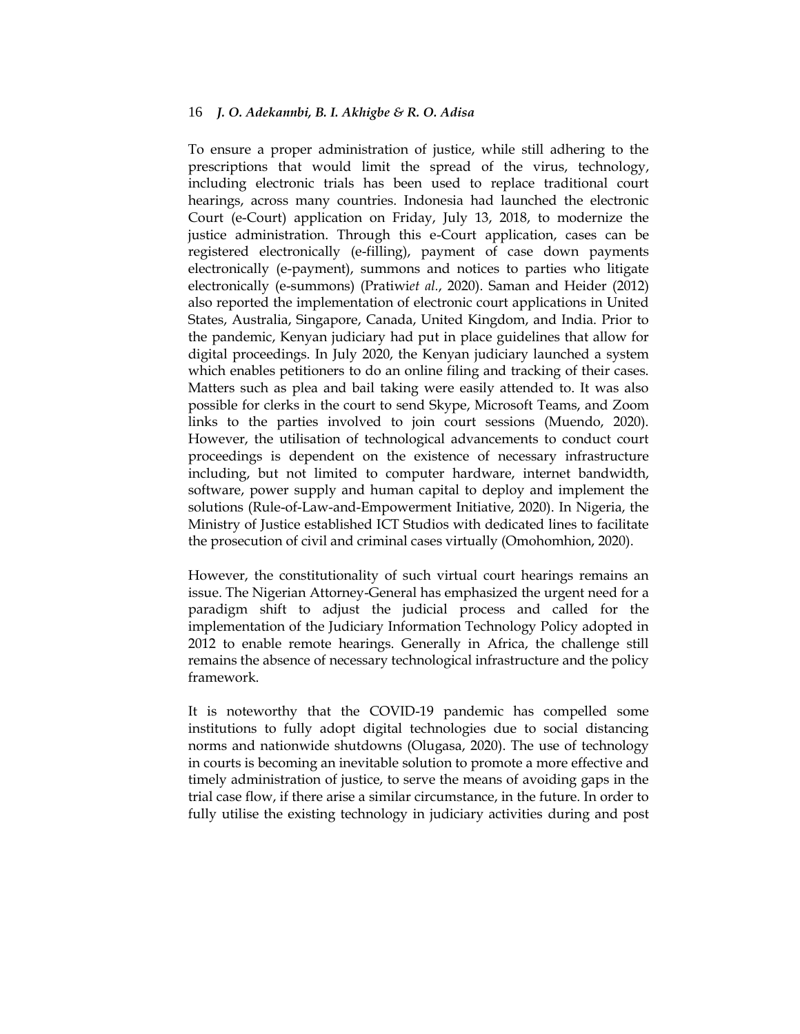To ensure a proper administration of justice, while still adhering to the prescriptions that would limit the spread of the virus, technology, including electronic trials has been used to replace traditional court hearings, across many countries. Indonesia had launched the electronic Court (e-Court) application on Friday, July 13, 2018, to modernize the justice administration. Through this e-Court application, cases can be registered electronically (e-filling), payment of case down payments electronically (e-payment), summons and notices to parties who litigate electronically (e-summons) (Pratiwi*et al.*, 2020). Saman and Heider (2012) also reported the implementation of electronic court applications in United States, Australia, Singapore, Canada, United Kingdom, and India. Prior to the pandemic, Kenyan judiciary had put in place guidelines that allow for digital proceedings. In July 2020, the Kenyan judiciary launched a system which enables petitioners to do an online filing and tracking of their cases. Matters such as plea and bail taking were easily attended to. It was also possible for clerks in the court to send Skype, Microsoft Teams, and Zoom links to the parties involved to join court sessions (Muendo, 2020). However, the utilisation of technological advancements to conduct court proceedings is dependent on the existence of necessary infrastructure including, but not limited to computer hardware, internet bandwidth, software, power supply and human capital to deploy and implement the solutions (Rule-of-Law-and-Empowerment Initiative, 2020). In Nigeria, the Ministry of Justice established ICT Studios with dedicated lines to facilitate the prosecution of civil and criminal cases virtually (Omohomhion, 2020).

However, the constitutionality of such virtual court hearings remains an issue. The Nigerian Attorney-General has emphasized the urgent need for a paradigm shift to adjust the judicial process and called for the implementation of the Judiciary Information Technology Policy adopted in 2012 to enable remote hearings. Generally in Africa, the challenge still remains the absence of necessary technological infrastructure and the policy framework.

It is noteworthy that the COVID-19 pandemic has compelled some institutions to fully adopt digital technologies due to social distancing norms and nationwide shutdowns (Olugasa, 2020). The use of technology in courts is becoming an inevitable solution to promote a more effective and timely administration of justice, to serve the means of avoiding gaps in the trial case flow, if there arise a similar circumstance, in the future. In order to fully utilise the existing technology in judiciary activities during and post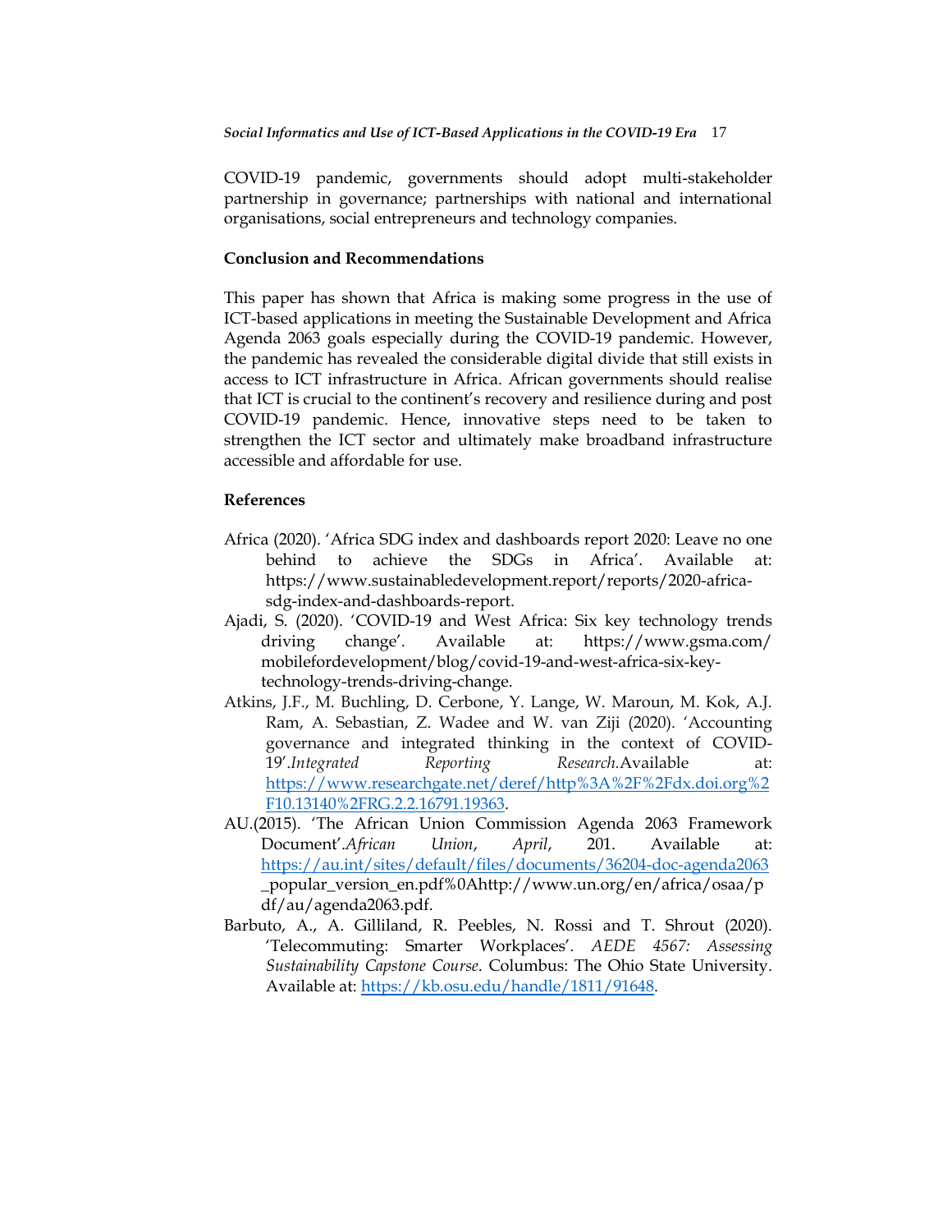COVID-19 pandemic, governments should adopt multi-stakeholder partnership in governance; partnerships with national and international organisations, social entrepreneurs and technology companies.

## Conclusion and Recommendations

This paper has shown that Africa is making some progress in the use of ICT-based applications in meeting the Sustainable Development and Africa Agenda 2063 goals especially during the COVID-19 pandemic. However, the pandemic has revealed the considerable digital divide that still exists in access to ICT infrastructure in Africa. African governments should realise that ICT is crucial to the continent's recovery and resilience during and post COVID-19 pandemic. Hence, innovative steps need to be taken to strengthen the ICT sector and ultimately make broadband infrastructure accessible and affordable for use.

## References

Africa (2020). 'Africa SDG index and dashboards report 2020: Leave no one behind to achieve the SDGs in Africa'. Available at: https://www.sustainabledevelopment.report/reports/2020-africa-sdg-index-and-dashboards-report.

Ajadi, S. (2020). 'COVID-19 and West Africa: Six key technology trends driving change'. Available at: https://www.gsma.com/mobilefordevelopment/blog/covid-19-and-west-africa-six-key-technology-trends-driving-change.

Atkins, J.F., M. Buchling, D. Cerbone, Y. Lange, W. Maroun, M. Kok, A.J. Ram, A. Sebastian, Z. Wadee and W. van Ziji (2020). 'Accounting governance and integrated thinking in the context of COVID-19'.*Integrated Reporting Research.*Available at: https://www.researchgate.net/deref/http%3A%2F%2Fdx.doi.org%2F10.13140%2FRG.2.2.16791.19363.

AU.(2015). 'The African Union Commission Agenda 2063 Framework Document'.*African Union*, *April*, 201. Available at: https://au.int/sites/default/files/documents/36204-doc-agenda2063_popular_version_en.pdf%0Ahttp://www.un.org/en/africa/osaa/pdf/au/agenda2063.pdf.

Barbuto, A., A. Gilliland, R. Peebles, N. Rossi and T. Shrout (2020). 'Telecommuting: Smarter Workplaces'. *AEDE 4567: Assessing Sustainability Capstone Course*. Columbus: The Ohio State University. Available at: https://kb.osu.edu/handle/1811/91648.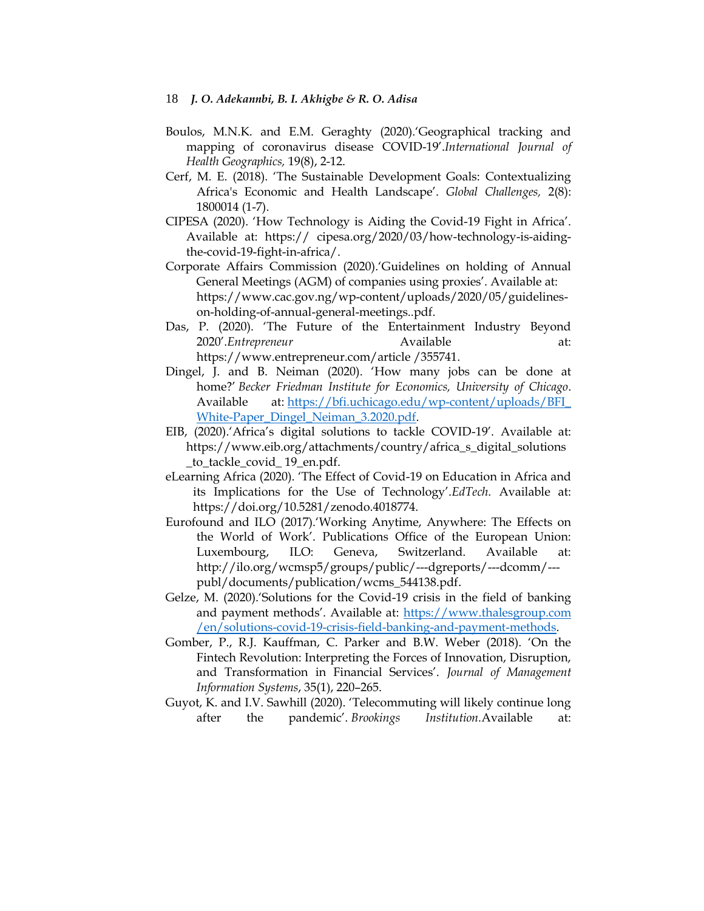Boulos, M.N.K. and E.M. Geraghty (2020).'Geographical tracking and mapping of coronavirus disease COVID-19'.*International Journal of Health Geographics,* 19(8), 2-12.

Cerf, M. E. (2018). 'The Sustainable Development Goals: Contextualizing Africa's Economic and Health Landscape'. *Global Challenges,* 2(8): 1800014 (1-7).

CIPESA (2020). 'How Technology is Aiding the Covid-19 Fight in Africa'. Available at: https:// cipesa.org/2020/03/how-technology-is-aiding-the-covid-19-fight-in-africa/.

Corporate Affairs Commission (2020).'Guidelines on holding of Annual General Meetings (AGM) of companies using proxies'. Available at: https://www.cac.gov.ng/wp-content/uploads/2020/05/guidelines-on-holding-of-annual-general-meetings..pdf.

Das, P. (2020). 'The Future of the Entertainment Industry Beyond 2020'.*Entrepreneur* Available at: https://www.entrepreneur.com/article /355741.

Dingel, J. and B. Neiman (2020). 'How many jobs can be done at home?' *Becker Friedman Institute for Economics, University of Chicago*. Available at: [https://bfi.uchicago.edu/wp-content/uploads/BFI_White-Paper_Dingel_Neiman_3.2020.pdf](https://bfi.uchicago.edu/wp-content/uploads/BFI_White-Paper_Dingel_Neiman_3.2020.pdf).

EIB, (2020).'Africa's digital solutions to tackle COVID-19'. Available at: https://www.eib.org/attachments/country/africa_s_digital_solutions_to_tackle_covid_ 19_en.pdf.

eLearning Africa (2020). 'The Effect of Covid-19 on Education in Africa and its Implications for the Use of Technology'.*EdTech*. Available at: https://doi.org/10.5281/zenodo.4018774.

Eurofound and ILO (2017).'Working Anytime, Anywhere: The Effects on the World of Work'. Publications Office of the European Union: Luxembourg, ILO: Geneva, Switzerland. Available at: http://ilo.org/wcmsp5/groups/public/---dgreports/---dcomm/---publ/documents/publication/wcms_544138.pdf.

Gelze, M. (2020).'Solutions for the Covid-19 crisis in the field of banking and payment methods'. Available at: [https://www.thalesgroup.com/en/solutions-covid-19-crisis-field-banking-and-payment-methods](https://www.thalesgroup.com/en/solutions-covid-19-crisis-field-banking-and-payment-methods).

Gomber, P., R.J. Kauffman, C. Parker and B.W. Weber (2018). 'On the Fintech Revolution: Interpreting the Forces of Innovation, Disruption, and Transformation in Financial Services'. *Journal of Management Information Systems*, 35(1), 220–265.

Guyot, K. and I.V. Sawhill (2020). 'Telecommuting will likely continue long after the pandemic'. *Brookings Institution.*Available at: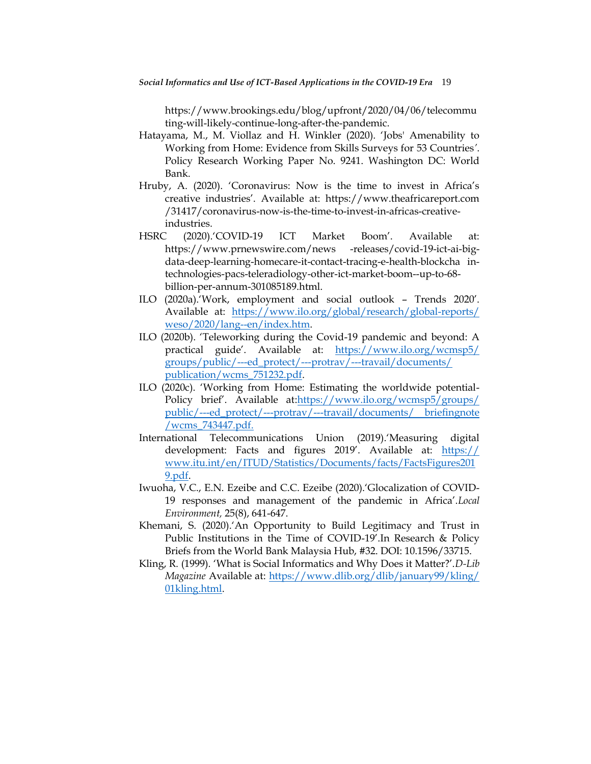https://www.brookings.edu/blog/upfront/2020/04/06/telecommuting-will-likely-continue-long-after-the-pandemic.

Hatayama, M., M. Viollaz and H. Winkler (2020). 'Jobs' Amenability to Working from Home: Evidence from Skills Surveys for 53 Countries'. Policy Research Working Paper No. 9241. Washington DC: World Bank.

Hruby, A. (2020). 'Coronavirus: Now is the time to invest in Africa's creative industries'. Available at: https://www.theafricareport.com/31417/coronavirus-now-is-the-time-to-invest-in-africas-creative-industries.

HSRC (2020).'COVID-19 ICT Market Boom'. Available at: https://www.prnewswire.com/news -releases/covid-19-ict-ai-big-data-deep-learning-homecare-it-contact-tracing-e-health-blockcha in-technologies-pacs-teleradiology-other-ict-market-boom--up-to-68-billion-per-annum-301085189.html.

ILO (2020a).'Work, employment and social outlook – Trends 2020'. Available at: https://www.ilo.org/global/research/global-reports/weso/2020/lang--en/index.htm.

ILO (2020b). 'Teleworking during the Covid-19 pandemic and beyond: A practical guide'. Available at: https://www.ilo.org/wcmsp5/groups/public/---ed_protect/---protrav/---travail/documents/publication/wcms_751232.pdf.

ILO (2020c). 'Working from Home: Estimating the worldwide potential- Policy brief'. Available at:https://www.ilo.org/wcmsp5/groups/public/---ed_protect/---protrav/---travail/documents/ briefingnote/wcms_743447.pdf.

International Telecommunications Union (2019).'Measuring digital development: Facts and figures 2019'. Available at: https://www.itu.int/en/ITUD/Statistics/Documents/facts/FactsFigures2019.pdf.

Iwuoha, V.C., E.N. Ezeibe and C.C. Ezeibe (2020).'Glocalization of COVID-19 responses and management of the pandemic in Africa'.*Local Environment,* 25(8), 641-647.

Khemani, S. (2020).'An Opportunity to Build Legitimacy and Trust in Public Institutions in the Time of COVID-19'.In Research & Policy Briefs from the World Bank Malaysia Hub, #32. DOI: 10.1596/33715.

Kling, R. (1999). 'What is Social Informatics and Why Does it Matter?'.*D-Lib Magazine* Available at: https://www.dlib.org/dlib/january99/kling/01kling.html.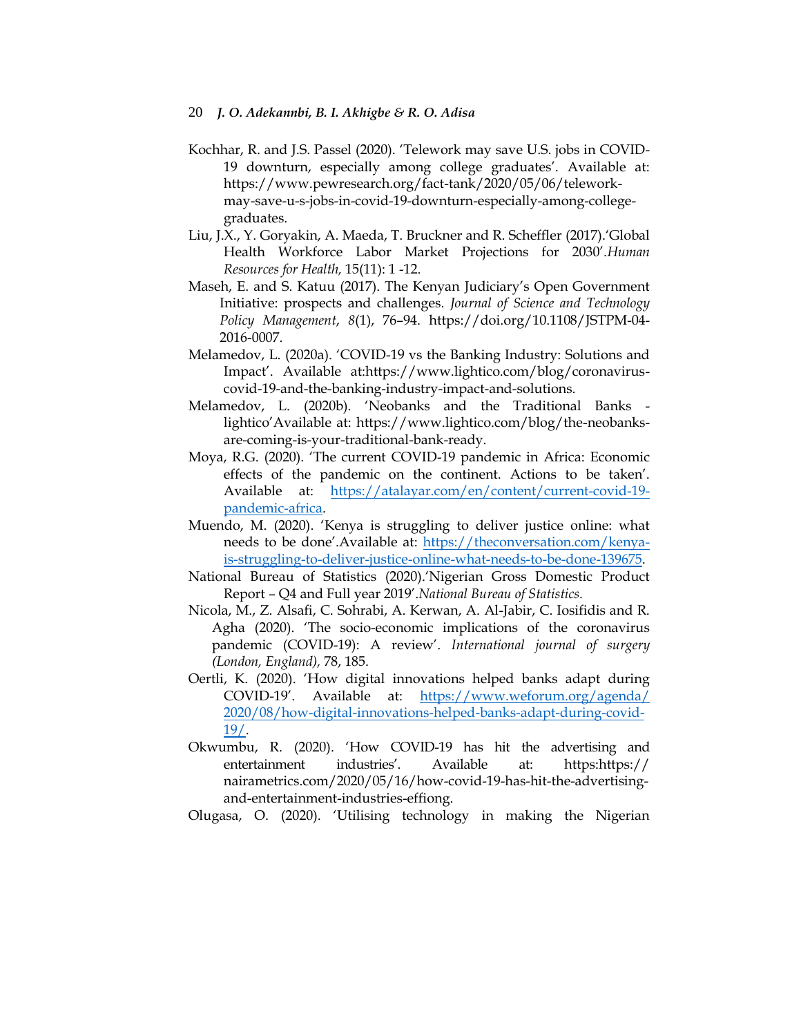Kochhar, R. and J.S. Passel (2020). 'Telework may save U.S. jobs in COVID-19 downturn, especially among college graduates'. Available at: https://www.pewresearch.org/fact-tank/2020/05/06/telework-may-save-u-s-jobs-in-covid-19-downturn-especially-among-college-graduates.

Liu, J.X., Y. Goryakin, A. Maeda, T. Bruckner and R. Scheffler (2017).'Global Health Workforce Labor Market Projections for 2030'.*Human Resources for Health,* 15(11): 1 -12.

Maseh, E. and S. Katuu (2017). The Kenyan Judiciary's Open Government Initiative: prospects and challenges. *Journal of Science and Technology Policy Management*, *8*(1), 76–94. https://doi.org/10.1108/JSTPM-04-2016-0007.

Melamedov, L. (2020a). 'COVID-19 vs the Banking Industry: Solutions and Impact'. Available at:https://www.lightico.com/blog/coronavirus-covid-19-and-the-banking-industry-impact-and-solutions.

Melamedov, L. (2020b). 'Neobanks and the Traditional Banks - lightico'Available at: https://www.lightico.com/blog/the-neobanks-are-coming-is-your-traditional-bank-ready.

Moya, R.G. (2020). 'The current COVID-19 pandemic in Africa: Economic effects of the pandemic on the continent. Actions to be taken'. Available at: https://atalayar.com/en/content/current-covid-19-pandemic-africa.

Muendo, M. (2020). 'Kenya is struggling to deliver justice online: what needs to be done'.Available at: https://theconversation.com/kenya-is-struggling-to-deliver-justice-online-what-needs-to-be-done-139675.

National Bureau of Statistics (2020).'Nigerian Gross Domestic Product Report – Q4 and Full year 2019'.*National Bureau of Statistics.*

Nicola, M., Z. Alsafi, C. Sohrabi, A. Kerwan, A. Al-Jabir, C. Iosifidis and R. Agha (2020). 'The socio-economic implications of the coronavirus pandemic (COVID-19): A review'. *International journal of surgery (London, England),* 78, 185.

Oertli, K. (2020). 'How digital innovations helped banks adapt during COVID-19'. Available at: https://www.weforum.org/agenda/2020/08/how-digital-innovations-helped-banks-adapt-during-covid-19/.

Okwumbu, R. (2020). 'How COVID-19 has hit the advertising and entertainment industries'. Available at: https:https://nairametrics.com/2020/05/16/how-covid-19-has-hit-the-advertising-and-entertainment-industries-effiong.

Olugasa, O. (2020). 'Utilising technology in making the Nigerian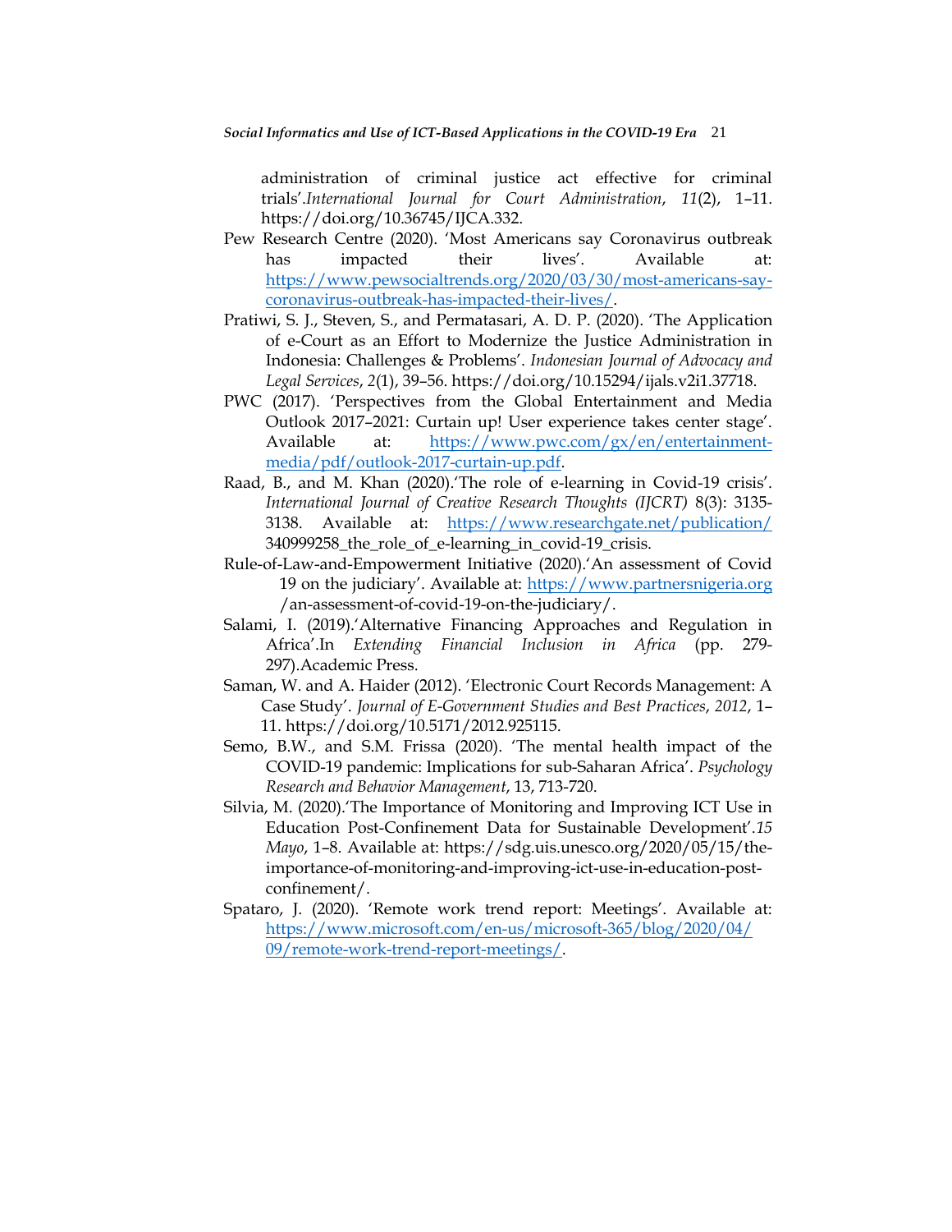administration of criminal justice act effective for criminal trials'.*International Journal for Court Administration*, *11*(2), 1–11. https://doi.org/10.36745/IJCA.332.

Pew Research Centre (2020). 'Most Americans say Coronavirus outbreak has impacted their lives'. Available at: https://www.pewsocialtrends.org/2020/03/30/most-americans-say-coronavirus-outbreak-has-impacted-their-lives/.

Pratiwi, S. J., Steven, S., and Permatasari, A. D. P. (2020). 'The Application of e-Court as an Effort to Modernize the Justice Administration in Indonesia: Challenges & Problems'. *Indonesian Journal of Advocacy and Legal Services*, *2*(1), 39–56. https://doi.org/10.15294/ijals.v2i1.37718.

PWC (2017). 'Perspectives from the Global Entertainment and Media Outlook 2017–2021: Curtain up! User experience takes center stage'. Available at: https://www.pwc.com/gx/en/entertainment-media/pdf/outlook-2017-curtain-up.pdf.

Raad, B., and M. Khan (2020).'The role of e-learning in Covid-19 crisis'. *International Journal of Creative Research Thoughts (IJCRT)* 8(3): 3135-3138. Available at: https://www.researchgate.net/publication/340999258_the_role_of_e-learning_in_covid-19_crisis.

Rule-of-Law-and-Empowerment Initiative (2020).'An assessment of Covid 19 on the judiciary'. Available at: https://www.partnersnigeria.org/an-assessment-of-covid-19-on-the-judiciary/.

Salami, I. (2019).'Alternative Financing Approaches and Regulation in Africa'.In *Extending Financial Inclusion in Africa* (pp. 279-297).Academic Press.

Saman, W. and A. Haider (2012). 'Electronic Court Records Management: A Case Study'. *Journal of E-Government Studies and Best Practices*, *2012*, 1–11. https://doi.org/10.5171/2012.925115.

Semo, B.W., and S.M. Frissa (2020). 'The mental health impact of the COVID-19 pandemic: Implications for sub-Saharan Africa'. *Psychology Research and Behavior Management*, 13, 713-720.

Silvia, M. (2020).'The Importance of Monitoring and Improving ICT Use in Education Post-Confinement Data for Sustainable Development'.*15 Mayo*, 1–8. Available at: https://sdg.uis.unesco.org/2020/05/15/the-importance-of-monitoring-and-improving-ict-use-in-education-post-confinement/.

Spataro, J. (2020). 'Remote work trend report: Meetings'. Available at: https://www.microsoft.com/en-us/microsoft-365/blog/2020/04/09/remote-work-trend-report-meetings/.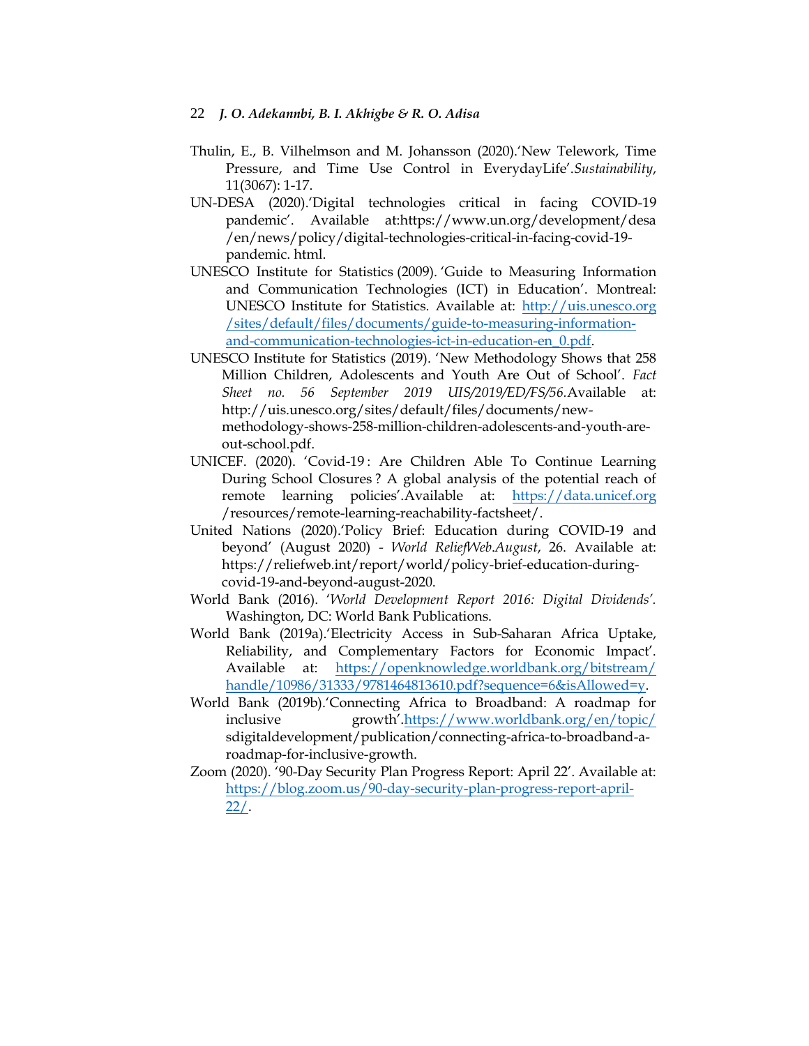Thulin, E., B. Vilhelmson and M. Johansson (2020).'New Telework, Time Pressure, and Time Use Control in EverydayLife'.*Sustainability*, 11(3067): 1-17.

UN-DESA (2020).'Digital technologies critical in facing COVID-19 pandemic'. Available at:https://www.un.org/development/desa/en/news/policy/digital-technologies-critical-in-facing-covid-19-pandemic. html.

UNESCO Institute for Statistics (2009). 'Guide to Measuring Information and Communication Technologies (ICT) in Education'. Montreal: UNESCO Institute for Statistics. Available at: http://uis.unesco.org/sites/default/files/documents/guide-to-measuring-information-and-communication-technologies-ict-in-education-en_0.pdf.

UNESCO Institute for Statistics (2019). 'New Methodology Shows that 258 Million Children, Adolescents and Youth Are Out of School'. *Fact Sheet no. 56 September 2019 UIS/2019/ED/FS/56.*Available at: http://uis.unesco.org/sites/default/files/documents/new-methodology-shows-258-million-children-adolescents-and-youth-are-out-school.pdf.

UNICEF. (2020). 'Covid-19 : Are Children Able To Continue Learning During School Closures ? A global analysis of the potential reach of remote learning policies'.Available at: https://data.unicef.org/resources/remote-learning-reachability-factsheet/.

United Nations (2020).'Policy Brief: Education during COVID-19 and beyond' (August 2020) - *World ReliefWeb*.*August*, 26. Available at: https://reliefweb.int/report/world/policy-brief-education-during-covid-19-and-beyond-august-2020.

World Bank (2016). '*World Development Report 2016: Digital Dividends'*. Washington, DC: World Bank Publications.

World Bank (2019a).'Electricity Access in Sub-Saharan Africa Uptake, Reliability, and Complementary Factors for Economic Impact'. Available at: https://openknowledge.worldbank.org/bitstream/handle/10986/31333/9781464813610.pdf?sequence=6&isAllowed=y.

World Bank (2019b).'Connecting Africa to Broadband: A roadmap for inclusive growth'.https://www.worldbank.org/en/topic/sdigitaldevelopment/publication/connecting-africa-to-broadband-a-roadmap-for-inclusive-growth.

Zoom (2020). '90-Day Security Plan Progress Report: April 22'. Available at: https://blog.zoom.us/90-day-security-plan-progress-report-april-22/.